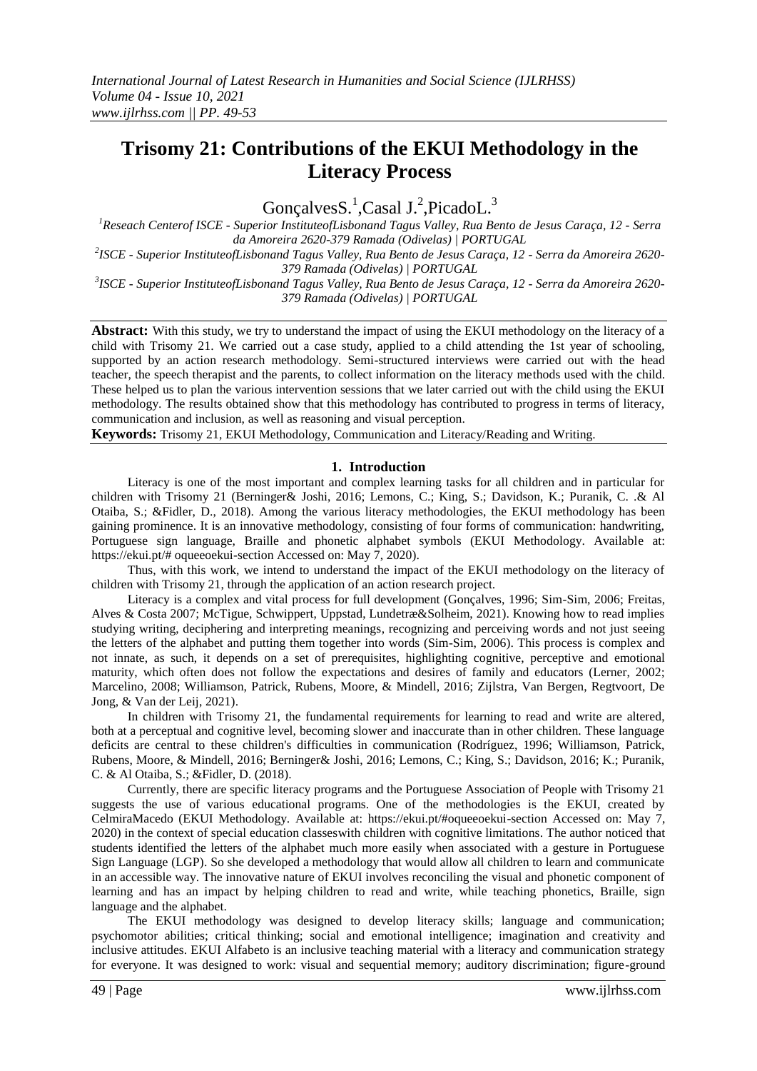# Trisomy 21: Contributions of the EKUI Methodology in the Literacy Process

GonçalvesS.[1],Casal J.[2],PicadoL.[3]

[1]Reseach Centerof ISCE - Superior InstituteofLisbonand Tagus Valley, Rua Bento de Jesus Caraça, 12 - Serra da Amoreira 2620-379 Ramada (Odivelas) | PORTUGAL

[2]ISCE - Superior InstituteofLisbonand Tagus Valley, Rua Bento de Jesus Caraça, 12 - Serra da Amoreira 2620-379 Ramada (Odivelas) | PORTUGAL

[3]ISCE - Superior InstituteofLisbonand Tagus Valley, Rua Bento de Jesus Caraça, 12 - Serra da Amoreira 2620-379 Ramada (Odivelas) | PORTUGAL

**Abstract:** With this study, we try to understand the impact of using the EKUI methodology on the literacy of a child with Trisomy 21. We carried out a case study, applied to a child attending the 1st year of schooling, supported by an action research methodology. Semi-structured interviews were carried out with the head teacher, the speech therapist and the parents, to collect information on the literacy methods used with the child. These helped us to plan the various intervention sessions that we later carried out with the child using the EKUI methodology. The results obtained show that this methodology has contributed to progress in terms of literacy, communication and inclusion, as well as reasoning and visual perception.

**Keywords:** Trisomy 21, EKUI Methodology, Communication and Literacy/Reading and Writing.

## 1. Introduction

Literacy is one of the most important and complex learning tasks for all children and in particular for children with Trisomy 21 (Berninger& Joshi, 2016; Lemons, C.; King, S.; Davidson, K.; Puranik, C. .& Al Otaiba, S.; &Fidler, D., 2018). Among the various literacy methodologies, the EKUI methodology has been gaining prominence. It is an innovative methodology, consisting of four forms of communication: handwriting, Portuguese sign language, Braille and phonetic alphabet symbols (EKUI Methodology. Available at: https://ekui.pt/# oqueeoekui-section Accessed on: May 7, 2020).

Thus, with this work, we intend to understand the impact of the EKUI methodology on the literacy of children with Trisomy 21, through the application of an action research project.

Literacy is a complex and vital process for full development (Gonçalves, 1996; Sim-Sim, 2006; Freitas, Alves & Costa 2007; McTigue, Schwippert, Uppstad, Lundetræ&Solheim, 2021). Knowing how to read implies studying writing, deciphering and interpreting meanings, recognizing and perceiving words and not just seeing the letters of the alphabet and putting them together into words (Sim-Sim, 2006). This process is complex and not innate, as such, it depends on a set of prerequisites, highlighting cognitive, perceptive and emotional maturity, which often does not follow the expectations and desires of family and educators (Lerner, 2002; Marcelino, 2008; Williamson, Patrick, Rubens, Moore, & Mindell, 2016; Zijlstra, Van Bergen, Regtvoort, De Jong, & Van der Leij, 2021).

In children with Trisomy 21, the fundamental requirements for learning to read and write are altered, both at a perceptual and cognitive level, becoming slower and inaccurate than in other children. These language deficits are central to these children's difficulties in communication (Rodríguez, 1996; Williamson, Patrick, Rubens, Moore, & Mindell, 2016; Berninger& Joshi, 2016; Lemons, C.; King, S.; Davidson, 2016; K.; Puranik, C. & Al Otaiba, S.; &Fidler, D. (2018).

Currently, there are specific literacy programs and the Portuguese Association of People with Trisomy 21 suggests the use of various educational programs. One of the methodologies is the EKUI, created by CelmiraMacedo (EKUI Methodology. Available at: https://ekui.pt/#oqueeoekui-section Accessed on: May 7, 2020) in the context of special education classeswith children with cognitive limitations. The author noticed that students identified the letters of the alphabet much more easily when associated with a gesture in Portuguese Sign Language (LGP). So she developed a methodology that would allow all children to learn and communicate in an accessible way. The innovative nature of EKUI involves reconciling the visual and phonetic component of learning and has an impact by helping children to read and write, while teaching phonetics, Braille, sign language and the alphabet.

The EKUI methodology was designed to develop literacy skills; language and communication; psychomotor abilities; critical thinking; social and emotional intelligence; imagination and creativity and inclusive attitudes. EKUI Alfabeto is an inclusive teaching material with a literacy and communication strategy for everyone. It was designed to work: visual and sequential memory; auditory discrimination; figure-ground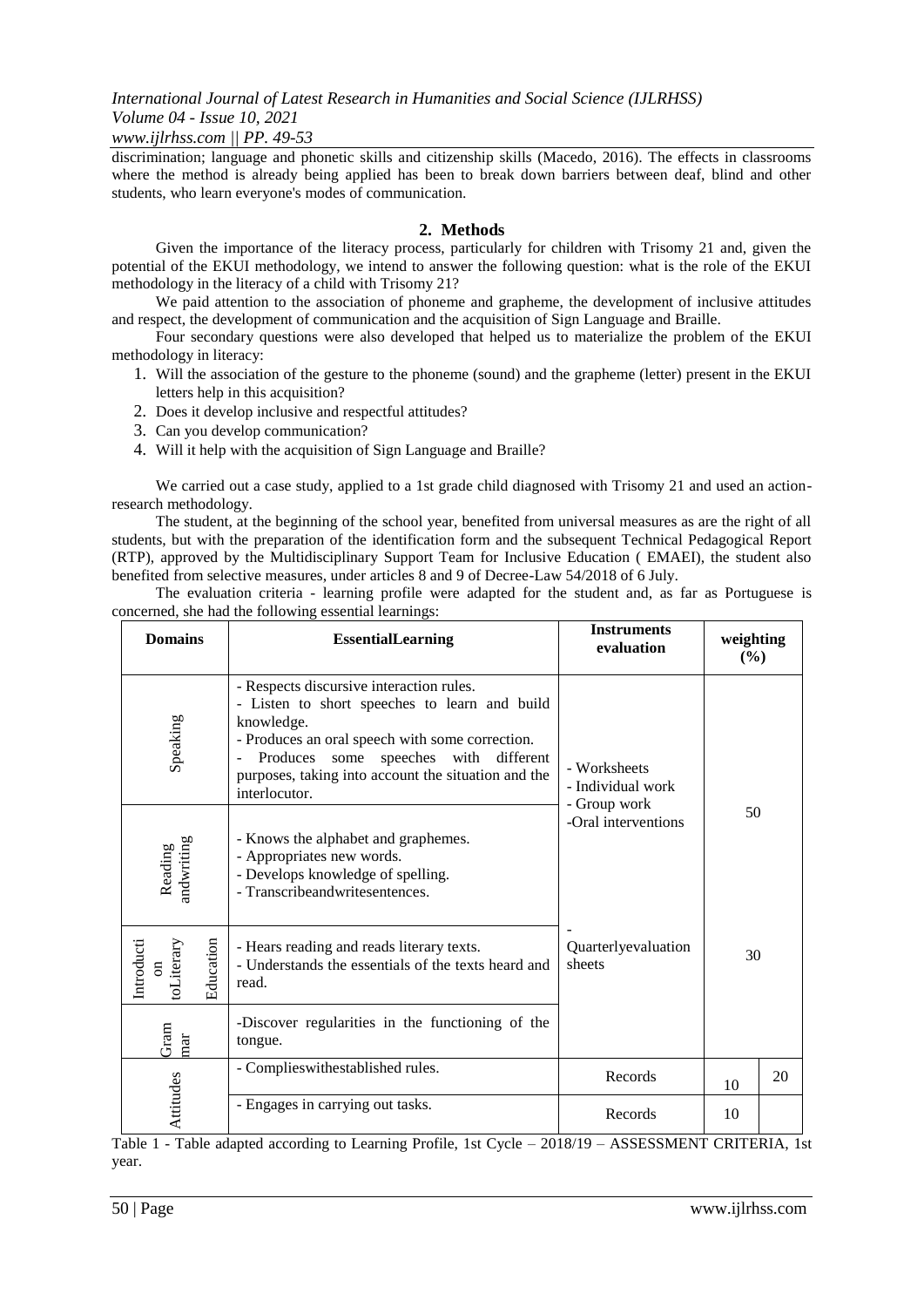discrimination; language and phonetic skills and citizenship skills (Macedo, 2016). The effects in classrooms where the method is already being applied has been to break down barriers between deaf, blind and other students, who learn everyone's modes of communication.

## 2. Methods

Given the importance of the literacy process, particularly for children with Trisomy 21 and, given the potential of the EKUI methodology, we intend to answer the following question: what is the role of the EKUI methodology in the literacy of a child with Trisomy 21?

We paid attention to the association of phoneme and grapheme, the development of inclusive attitudes and respect, the development of communication and the acquisition of Sign Language and Braille.

Four secondary questions were also developed that helped us to materialize the problem of the EKUI methodology in literacy:

1. Will the association of the gesture to the phoneme (sound) and the grapheme (letter) present in the EKUI letters help in this acquisition?
2. Does it develop inclusive and respectful attitudes?
3. Can you develop communication?
4. Will it help with the acquisition of Sign Language and Braille?

We carried out a case study, applied to a 1st grade child diagnosed with Trisomy 21 and used an action-research methodology.

The student, at the beginning of the school year, benefited from universal measures as are the right of all students, but with the preparation of the identification form and the subsequent Technical Pedagogical Report (RTP), approved by the Multidisciplinary Support Team for Inclusive Education ( EMAEI), the student also benefited from selective measures, under articles 8 and 9 of Decree-Law 54/2018 of 6 July.

The evaluation criteria - learning profile were adapted for the student and, as far as Portuguese is concerned, she had the following essential learnings:

| Domains | EssentialLearning | Instruments evaluation | weighting (%) | |
|---|---|---|---|---|
| Speaking | - Respects discursive interaction rules.<br>- Listen to short speeches to learn and build knowledge.<br>- Produces an oral speech with some correction.<br>- Produces some speeches with different purposes, taking into account the situation and the interlocutor. | - Worksheets<br>- Individual work<br>- Group work<br>-Oral interventions | 50 | |
| Reading andwriting | - Knows the alphabet and graphemes.<br>- Appropriates new words.<br>- Develops knowledge of spelling.<br>- Transcribeandwritesentences. | | | |
| Introduction toLiterary Education | - Hears reading and reads literary texts.<br>- Understands the essentials of the texts heard and read. | - Quarterlyevaluation sheets | 30 | |
| Grammar | -Discover regularities in the functioning of the tongue. | | | |
| Attitudes | - Complieswithestablished rules. | Records | 10 | 20 |
| | - Engages in carrying out tasks. | Records | 10 | |

Table 1 - Table adapted according to Learning Profile, 1st Cycle – 2018/19 – ASSESSMENT CRITERIA, 1st year.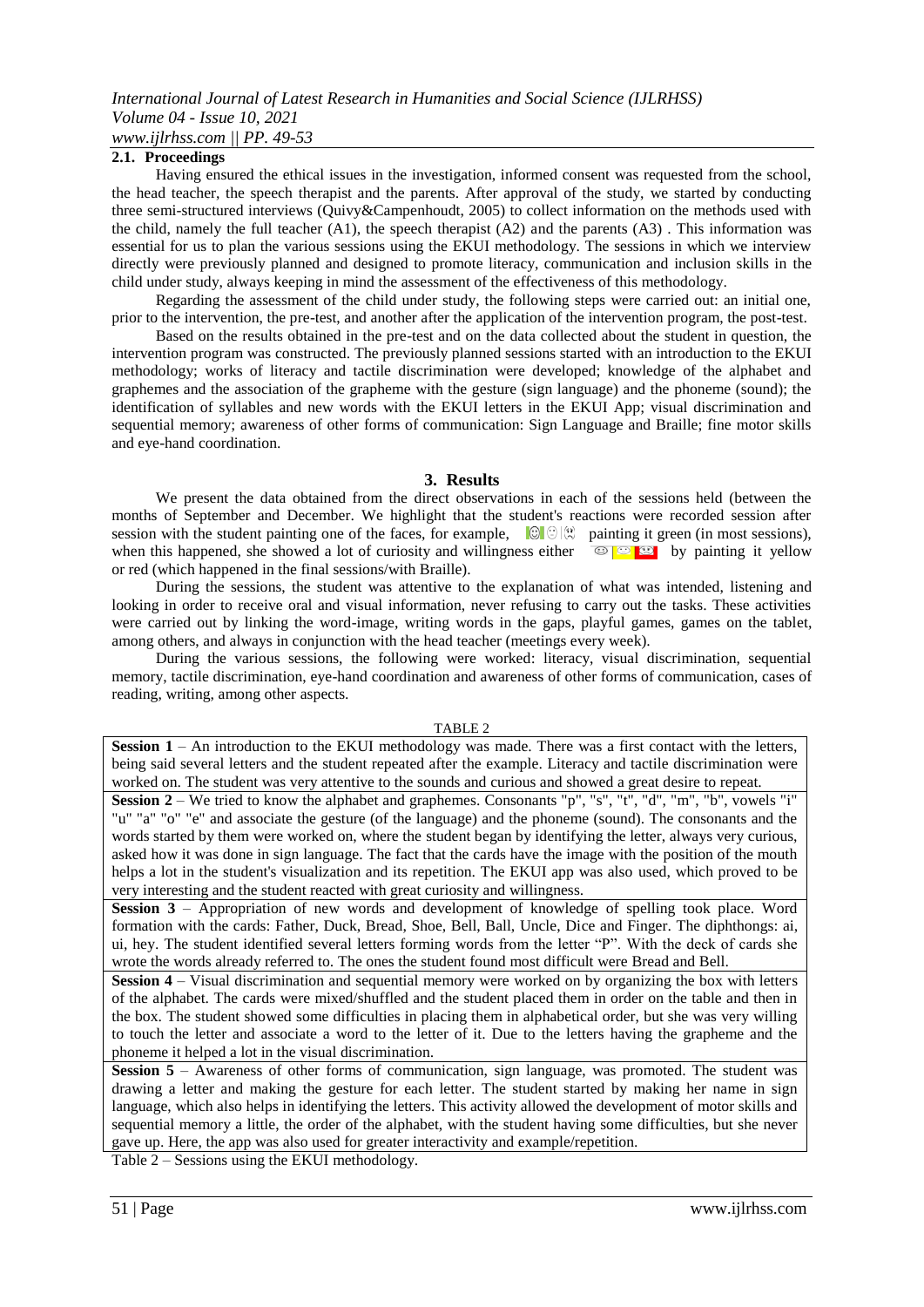### 2.1. Proceedings

Having ensured the ethical issues in the investigation, informed consent was requested from the school, the head teacher, the speech therapist and the parents. After approval of the study, we started by conducting three semi-structured interviews (Quivy&Campenhoudt, 2005) to collect information on the methods used with the child, namely the full teacher (A1), the speech therapist (A2) and the parents (A3) . This information was essential for us to plan the various sessions using the EKUI methodology. The sessions in which we interview directly were previously planned and designed to promote literacy, communication and inclusion skills in the child under study, always keeping in mind the assessment of the effectiveness of this methodology.

Regarding the assessment of the child under study, the following steps were carried out: an initial one, prior to the intervention, the pre-test, and another after the application of the intervention program, the post-test.

Based on the results obtained in the pre-test and on the data collected about the student in question, the intervention program was constructed. The previously planned sessions started with an introduction to the EKUI methodology; works of literacy and tactile discrimination were developed; knowledge of the alphabet and graphemes and the association of the grapheme with the gesture (sign language) and the phoneme (sound); the identification of syllables and new words with the EKUI letters in the EKUI App; visual discrimination and sequential memory; awareness of other forms of communication: Sign Language and Braille; fine motor skills and eye-hand coordination.

## 3. Results

We present the data obtained from the direct observations in each of the sessions held (between the months of September and December. We highlight that the student's reactions were recorded session after session with the student painting one of the faces, for example, painting it green (in most sessions), when this happened, she showed a lot of curiosity and willingness either by painting it yellow or red (which happened in the final sessions/with Braille).

During the sessions, the student was attentive to the explanation of what was intended, listening and looking in order to receive oral and visual information, never refusing to carry out the tasks. These activities were carried out by linking the word-image, writing words in the gaps, playful games, games on the tablet, among others, and always in conjunction with the head teacher (meetings every week).

During the various sessions, the following were worked: literacy, visual discrimination, sequential memory, tactile discrimination, eye-hand coordination and awareness of other forms of communication, cases of reading, writing, among other aspects.

TABLE 2

| |
|---|
| **Session 1** – An introduction to the EKUI methodology was made. There was a first contact with the letters, being said several letters and the student repeated after the example. Literacy and tactile discrimination were worked on. The student was very attentive to the sounds and curious and showed a great desire to repeat. |
| **Session 2** – We tried to know the alphabet and graphemes. Consonants "p", "s", "t", "d", "m", "b", vowels "i" "u" "a" "o" "e" and associate the gesture (of the language) and the phoneme (sound). The consonants and the words started by them were worked on, where the student began by identifying the letter, always very curious, asked how it was done in sign language. The fact that the cards have the image with the position of the mouth helps a lot in the student's visualization and its repetition. The EKUI app was also used, which proved to be very interesting and the student reacted with great curiosity and willingness. |
| **Session 3** – Appropriation of new words and development of knowledge of spelling took place. Word formation with the cards: Father, Duck, Bread, Shoe, Bell, Ball, Uncle, Dice and Finger. The diphthongs: ai, ui, hey. The student identified several letters forming words from the letter "P". With the deck of cards she wrote the words already referred to. The ones the student found most difficult were Bread and Bell. |
| **Session 4** – Visual discrimination and sequential memory were worked on by organizing the box with letters of the alphabet. The cards were mixed/shuffled and the student placed them in order on the table and then in the box. The student showed some difficulties in placing them in alphabetical order, but she was very willing to touch the letter and associate a word to the letter of it. Due to the letters having the grapheme and the phoneme it helped a lot in the visual discrimination. |
| **Session 5** – Awareness of other forms of communication, sign language, was promoted. The student was drawing a letter and making the gesture for each letter. The student started by making her name in sign language, which also helps in identifying the letters. This activity allowed the development of motor skills and sequential memory a little, the order of the alphabet, with the student having some difficulties, but she never gave up. Here, the app was also used for greater interactivity and example/repetition. |

Table 2 – Sessions using the EKUI methodology.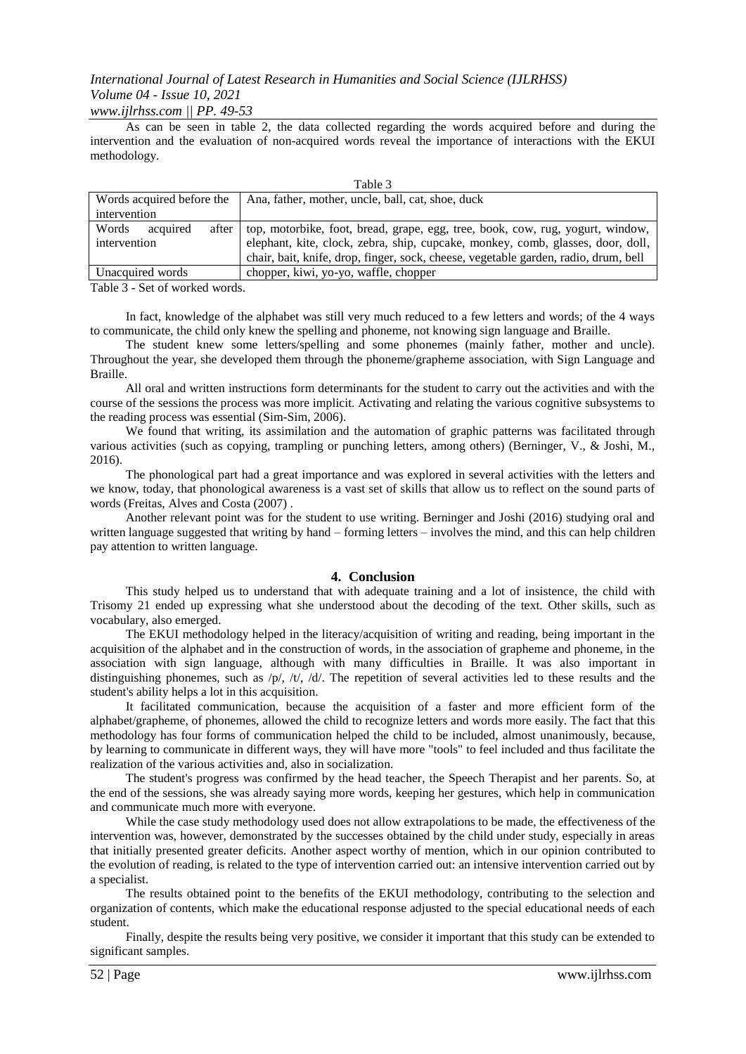As can be seen in table 2, the data collected regarding the words acquired before and during the intervention and the evaluation of non-acquired words reveal the importance of interactions with the EKUI methodology.

Table 3

| | |
|---|---|
| Words acquired before the intervention | Ana, father, mother, uncle, ball, cat, shoe, duck |
| Words acquired after intervention | top, motorbike, foot, bread, grape, egg, tree, book, cow, rug, yogurt, window, elephant, kite, clock, zebra, ship, cupcake, monkey, comb, glasses, door, doll, chair, bait, knife, drop, finger, sock, cheese, vegetable garden, radio, drum, bell |
| Unacquired words | chopper, kiwi, yo-yo, waffle, chopper |

Table 3 - Set of worked words.

In fact, knowledge of the alphabet was still very much reduced to a few letters and words; of the 4 ways to communicate, the child only knew the spelling and phoneme, not knowing sign language and Braille.

The student knew some letters/spelling and some phonemes (mainly father, mother and uncle). Throughout the year, she developed them through the phoneme/grapheme association, with Sign Language and Braille.

All oral and written instructions form determinants for the student to carry out the activities and with the course of the sessions the process was more implicit. Activating and relating the various cognitive subsystems to the reading process was essential (Sim-Sim, 2006).

We found that writing, its assimilation and the automation of graphic patterns was facilitated through various activities (such as copying, trampling or punching letters, among others) (Berninger, V., & Joshi, M., 2016).

The phonological part had a great importance and was explored in several activities with the letters and we know, today, that phonological awareness is a vast set of skills that allow us to reflect on the sound parts of words (Freitas, Alves and Costa (2007) .

Another relevant point was for the student to use writing. Berninger and Joshi (2016) studying oral and written language suggested that writing by hand – forming letters – involves the mind, and this can help children pay attention to written language.

## 4. Conclusion

This study helped us to understand that with adequate training and a lot of insistence, the child with Trisomy 21 ended up expressing what she understood about the decoding of the text. Other skills, such as vocabulary, also emerged.

The EKUI methodology helped in the literacy/acquisition of writing and reading, being important in the acquisition of the alphabet and in the construction of words, in the association of grapheme and phoneme, in the association with sign language, although with many difficulties in Braille. It was also important in distinguishing phonemes, such as /p/, /t/, /d/. The repetition of several activities led to these results and the student's ability helps a lot in this acquisition.

It facilitated communication, because the acquisition of a faster and more efficient form of the alphabet/grapheme, of phonemes, allowed the child to recognize letters and words more easily. The fact that this methodology has four forms of communication helped the child to be included, almost unanimously, because, by learning to communicate in different ways, they will have more "tools" to feel included and thus facilitate the realization of the various activities and, also in socialization.

The student's progress was confirmed by the head teacher, the Speech Therapist and her parents. So, at the end of the sessions, she was already saying more words, keeping her gestures, which help in communication and communicate much more with everyone.

While the case study methodology used does not allow extrapolations to be made, the effectiveness of the intervention was, however, demonstrated by the successes obtained by the child under study, especially in areas that initially presented greater deficits. Another aspect worthy of mention, which in our opinion contributed to the evolution of reading, is related to the type of intervention carried out: an intensive intervention carried out by a specialist.

The results obtained point to the benefits of the EKUI methodology, contributing to the selection and organization of contents, which make the educational response adjusted to the special educational needs of each student.

Finally, despite the results being very positive, we consider it important that this study can be extended to significant samples.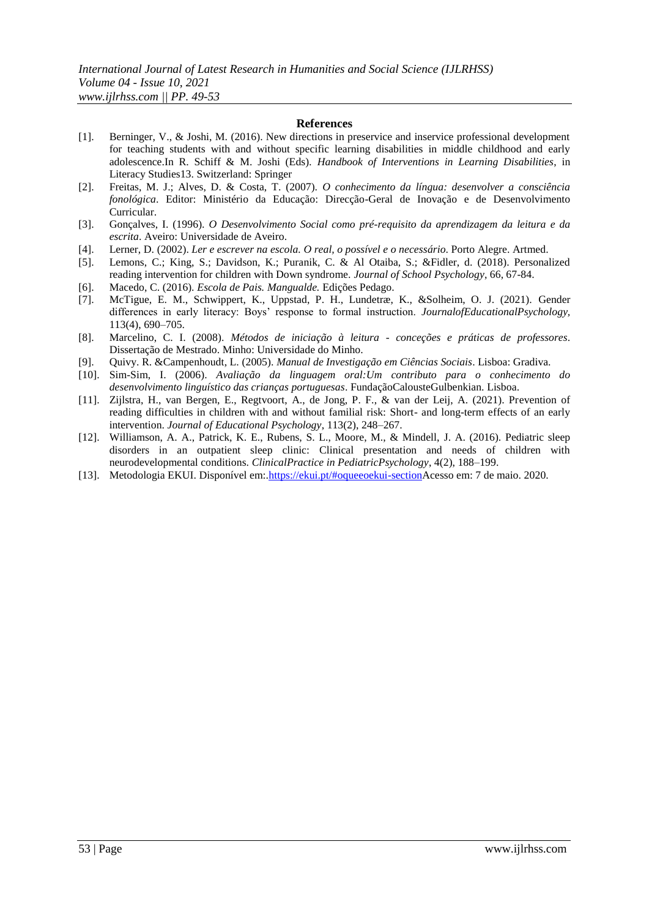## References

[1]. Berninger, V., & Joshi, M. (2016). New directions in preservice and inservice professional development for teaching students with and without specific learning disabilities in middle childhood and early adolescence.In R. Schiff & M. Joshi (Eds). *Handbook of Interventions in Learning Disabilities*, in Literacy Studies13. Switzerland: Springer

[2]. Freitas, M. J.; Alves, D. & Costa, T. (2007). *O conhecimento da língua: desenvolver a consciência fonológica*. Editor: Ministério da Educação: Direcção-Geral de Inovação e de Desenvolvimento Curricular.

[3]. Gonçalves, I. (1996). *O Desenvolvimento Social como pré-requisito da aprendizagem da leitura e da escrita*. Aveiro: Universidade de Aveiro.

[4]. Lerner, D. (2002). *Ler e escrever na escola. O real, o possível e o necessário*. Porto Alegre. Artmed.

[5]. Lemons, C.; King, S.; Davidson, K.; Puranik, C. & Al Otaiba, S.; &Fidler, d. (2018). Personalized reading intervention for children with Down syndrome. *Journal of School Psychology*, 66, 67-84.

[6]. Macedo, C. (2016). *Escola de Pais. Mangualde.* Edições Pedago.

[7]. McTigue, E. M., Schwippert, K., Uppstad, P. H., Lundetræ, K., &Solheim, O. J. (2021). Gender differences in early literacy: Boys' response to formal instruction. *JournalofEducationalPsychology*, 113(4), 690–705.

[8]. Marcelino, C. I. (2008). *Métodos de iniciação à leitura - conceções e práticas de professores*. Dissertação de Mestrado. Minho: Universidade do Minho.

[9]. Quivy. R. &Campenhoudt, L. (2005). *Manual de Investigação em Ciências Sociais*. Lisboa: Gradiva.

[10]. Sim-Sim, I. (2006). *Avaliação da linguagem oral:Um contributo para o conhecimento do desenvolvimento linguístico das crianças portuguesas*. FundaçãoCalousteGulbenkian. Lisboa.

[11]. Zijlstra, H., van Bergen, E., Regtvoort, A., de Jong, P. F., & van der Leij, A. (2021). Prevention of reading difficulties in children with and without familial risk: Short- and long-term effects of an early intervention. *Journal of Educational Psychology*, 113(2), 248–267.

[12]. Williamson, A. A., Patrick, K. E., Rubens, S. L., Moore, M., & Mindell, J. A. (2016). Pediatric sleep disorders in an outpatient sleep clinic: Clinical presentation and needs of children with neurodevelopmental conditions. *ClinicalPractice in PediatricPsychology*, 4(2), 188–199.

[13]. Metodologia EKUI. Disponível em:.https://ekui.pt/#oqueeoekui-sectionAcesso em: 7 de maio. 2020.